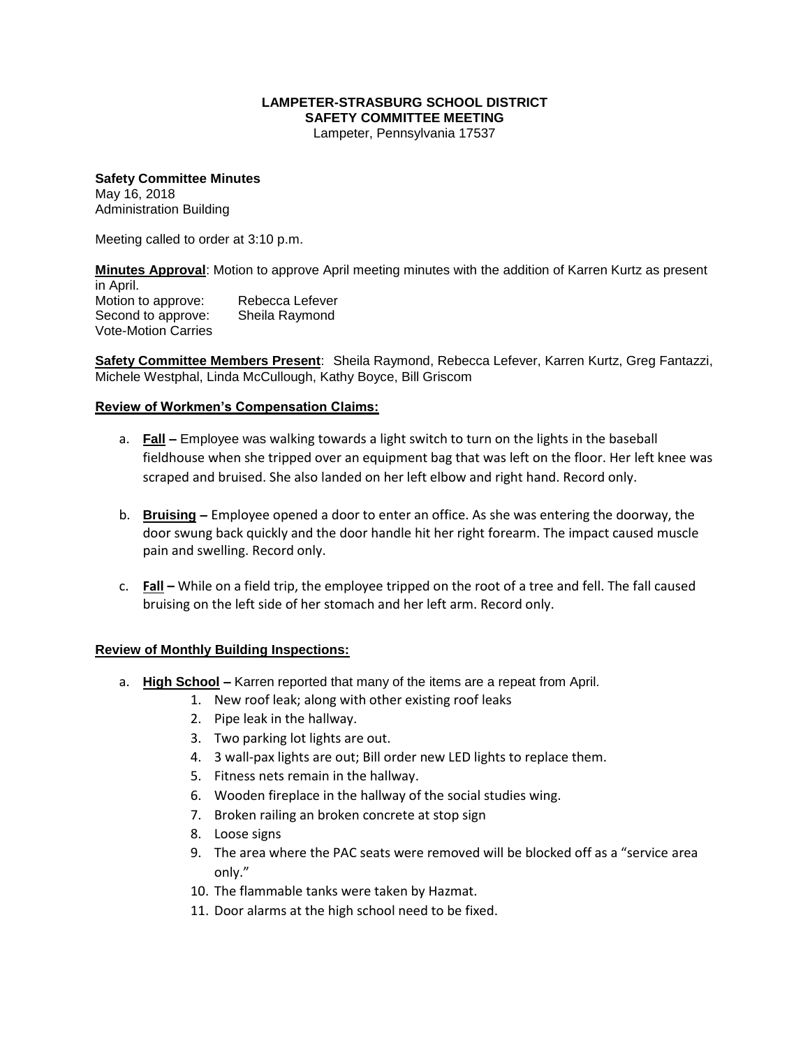**LAMPETER-STRASBURG SCHOOL DISTRICT**
**SAFETY COMMITTEE MEETING**
Lampeter, Pennsylvania 17537

**Safety Committee Minutes**
May 16, 2018
Administration Building

Meeting called to order at 3:10 p.m.

**Minutes Approval**: Motion to approve April meeting minutes with the addition of Karren Kurtz as present in April.
Motion to approve: Rebecca Lefever
Second to approve: Sheila Raymond
Vote-Motion Carries

**Safety Committee Members Present**: Sheila Raymond, Rebecca Lefever, Karren Kurtz, Greg Fantazzi, Michele Westphal, Linda McCullough, Kathy Boyce, Bill Griscom

**Review of Workmen's Compensation Claims:**

a. **Fall –** Employee was walking towards a light switch to turn on the lights in the baseball fieldhouse when she tripped over an equipment bag that was left on the floor. Her left knee was scraped and bruised. She also landed on her left elbow and right hand. Record only.

b. **Bruising –** Employee opened a door to enter an office. As she was entering the doorway, the door swung back quickly and the door handle hit her right forearm. The impact caused muscle pain and swelling. Record only.

c. **Fall –** While on a field trip, the employee tripped on the root of a tree and fell. The fall caused bruising on the left side of her stomach and her left arm. Record only.

**Review of Monthly Building Inspections:**

a. **High School –** Karren reported that many of the items are a repeat from April.
   1. New roof leak; along with other existing roof leaks
   2. Pipe leak in the hallway.
   3. Two parking lot lights are out.
   4. 3 wall-pax lights are out; Bill order new LED lights to replace them.
   5. Fitness nets remain in the hallway.
   6. Wooden fireplace in the hallway of the social studies wing.
   7. Broken railing an broken concrete at stop sign
   8. Loose signs
   9. The area where the PAC seats were removed will be blocked off as a "service area only."
   10. The flammable tanks were taken by Hazmat.
   11. Door alarms at the high school need to be fixed.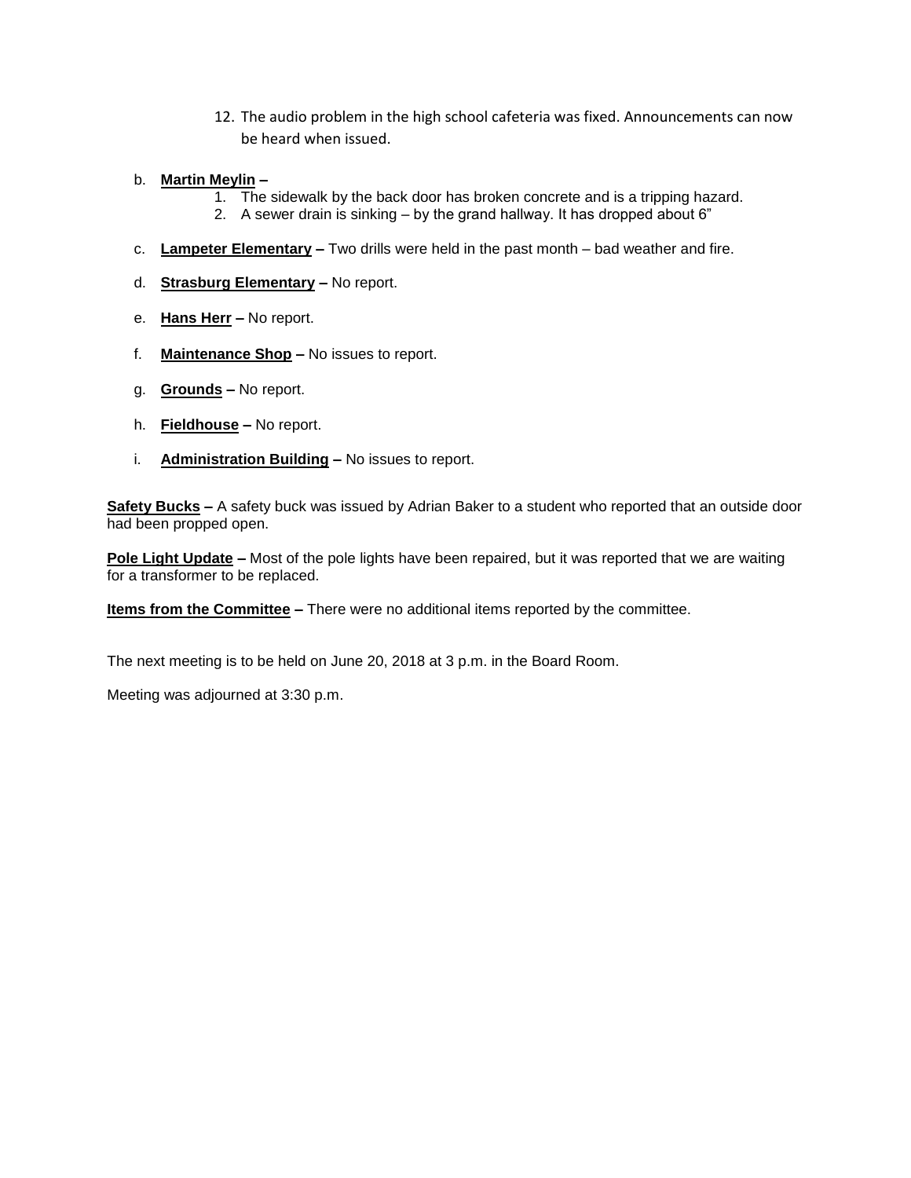12. The audio problem in the high school cafeteria was fixed. Announcements can now be heard when issued.

b. **Martin Meylin –**
    1. The sidewalk by the back door has broken concrete and is a tripping hazard.
    2. A sewer drain is sinking – by the grand hallway. It has dropped about 6"

c. **Lampeter Elementary –** Two drills were held in the past month – bad weather and fire.

d. **Strasburg Elementary –** No report.

e. **Hans Herr –** No report.

f. **Maintenance Shop –** No issues to report.

g. **Grounds –** No report.

h. **Fieldhouse –** No report.

i. **Administration Building –** No issues to report.

**Safety Bucks –** A safety buck was issued by Adrian Baker to a student who reported that an outside door had been propped open.

**Pole Light Update –** Most of the pole lights have been repaired, but it was reported that we are waiting for a transformer to be replaced.

**Items from the Committee –** There were no additional items reported by the committee.

The next meeting is to be held on June 20, 2018 at 3 p.m. in the Board Room.

Meeting was adjourned at 3:30 p.m.